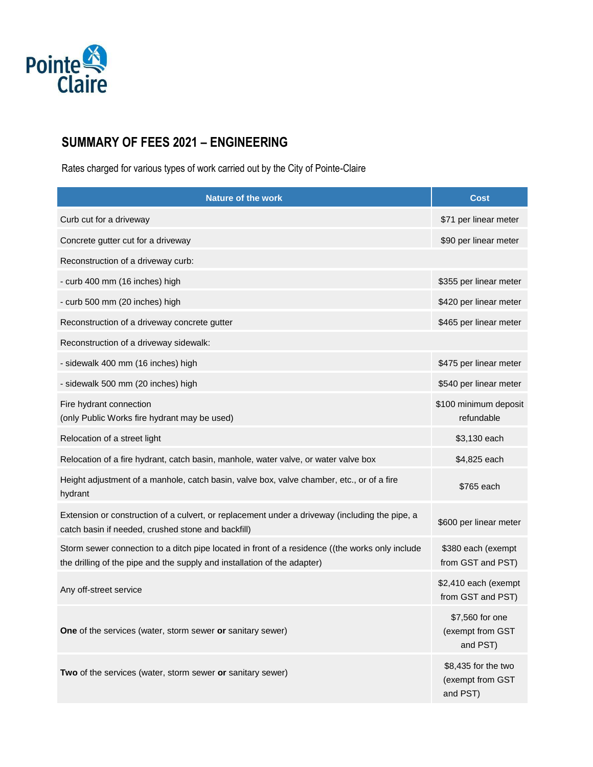Pointe Claire

# SUMMARY OF FEES 2021 – ENGINEERING

Rates charged for various types of work carried out by the City of Pointe-Claire

| Nature of the work | Cost |
| --- | --- |
| Curb cut for a driveway | $71 per linear meter |
| Concrete gutter cut for a driveway | $90 per linear meter |
| Reconstruction of a driveway curb: | |
| - curb 400 mm (16 inches) high | $355 per linear meter |
| - curb 500 mm (20 inches) high | $420 per linear meter |
| Reconstruction of a driveway concrete gutter | $465 per linear meter |
| Reconstruction of a driveway sidewalk: | |
| - sidewalk 400 mm (16 inches) high | $475 per linear meter |
| - sidewalk 500 mm (20 inches) high | $540 per linear meter |
| Fire hydrant connection (only Public Works fire hydrant may be used) | $100 minimum deposit refundable |
| Relocation of a street light | $3,130 each |
| Relocation of a fire hydrant, catch basin, manhole, water valve, or water valve box | $4,825 each |
| Height adjustment of a manhole, catch basin, valve box, valve chamber, etc., or of a fire hydrant | $765 each |
| Extension or construction of a culvert, or replacement under a driveway (including the pipe, a catch basin if needed, crushed stone and backfill) | $600 per linear meter |
| Storm sewer connection to a ditch pipe located in front of a residence ((the works only include the drilling of the pipe and the supply and installation of the adapter) | $380 each (exempt from GST and PST) |
| Any off-street service | $2,410 each (exempt from GST and PST) |
| **One** of the services (water, storm sewer **or** sanitary sewer) | $7,560 for one (exempt from GST and PST) |
| **Two** of the services (water, storm sewer **or** sanitary sewer) | $8,435 for the two (exempt from GST and PST) |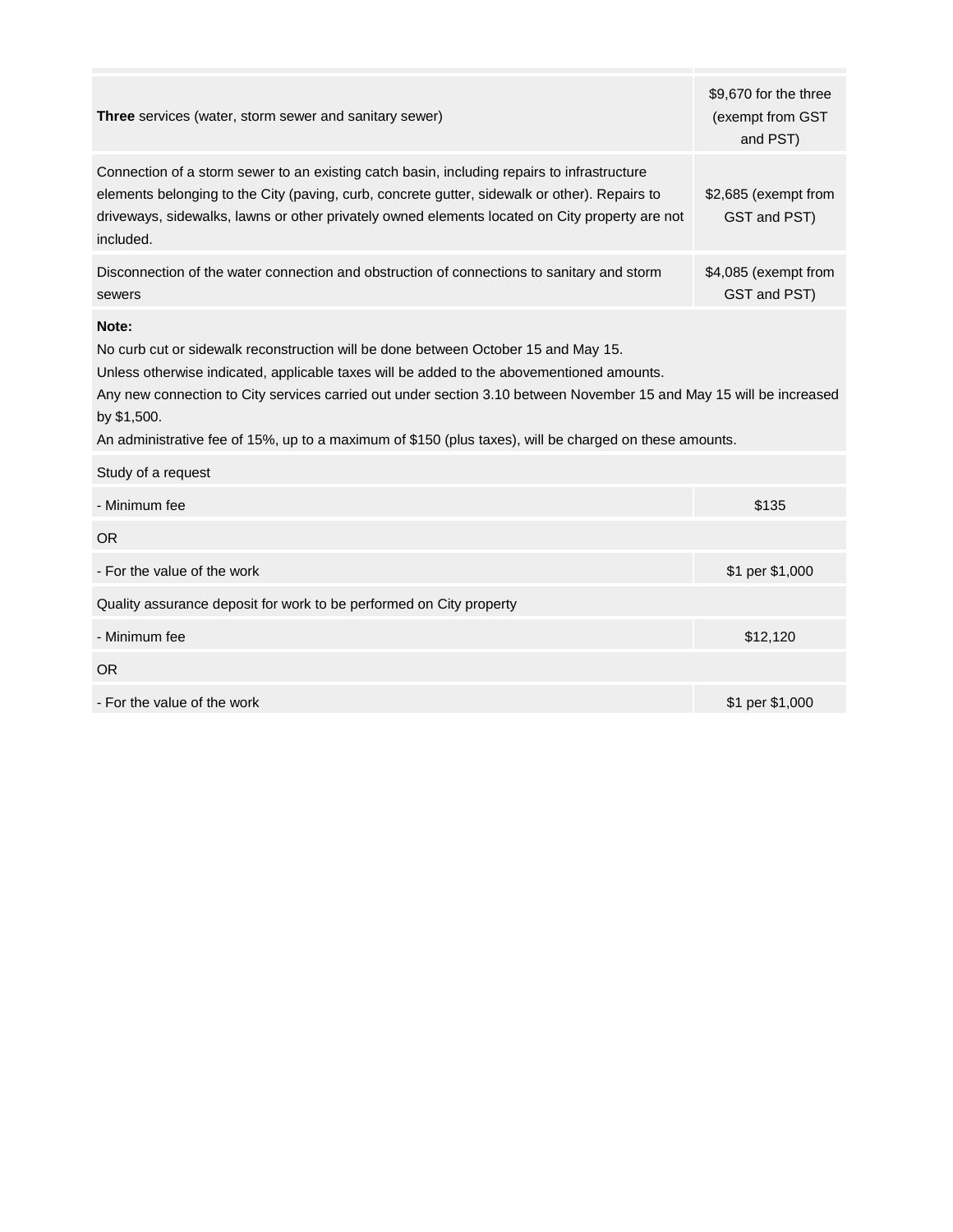| | |
|---|---|
| **Three** services (water, storm sewer and sanitary sewer) | $9,670 for the three (exempt from GST and PST) |
| Connection of a storm sewer to an existing catch basin, including repairs to infrastructure elements belonging to the City (paving, curb, concrete gutter, sidewalk or other). Repairs to driveways, sidewalks, lawns or other privately owned elements located on City property are not included. | $2,685 (exempt from GST and PST) |
| Disconnection of the water connection and obstruction of connections to sanitary and storm sewers | $4,085 (exempt from GST and PST) |
| **Note:**<br>No curb cut or sidewalk reconstruction will be done between October 15 and May 15.<br>Unless otherwise indicated, applicable taxes will be added to the abovementioned amounts.<br>Any new connection to City services carried out under section 3.10 between November 15 and May 15 will be increased by $1,500.<br>An administrative fee of 15%, up to a maximum of $150 (plus taxes), will be charged on these amounts. | |
| Study of a request | |
| - Minimum fee | $135 |
| OR | |
| - For the value of the work | $1 per $1,000 |
| Quality assurance deposit for work to be performed on City property | |
| - Minimum fee | $12,120 |
| OR | |
| - For the value of the work | $1 per $1,000 |